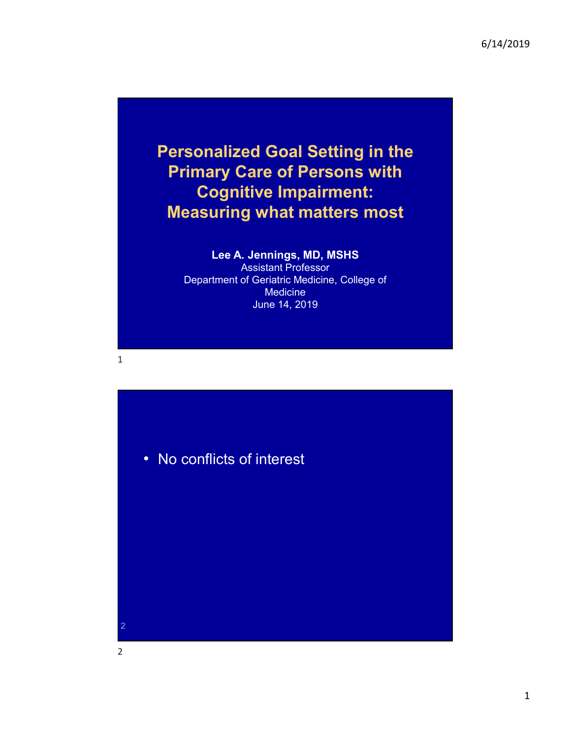# Personalized Goal Setting in the Primary Care of Persons with Cognitive Impairment: Measuring what matters most

**Lee A. Jennings, MD, MSHS**
Assistant Professor
Department of Geriatric Medicine, College of Medicine
June 14, 2019

---

- No conflicts of interest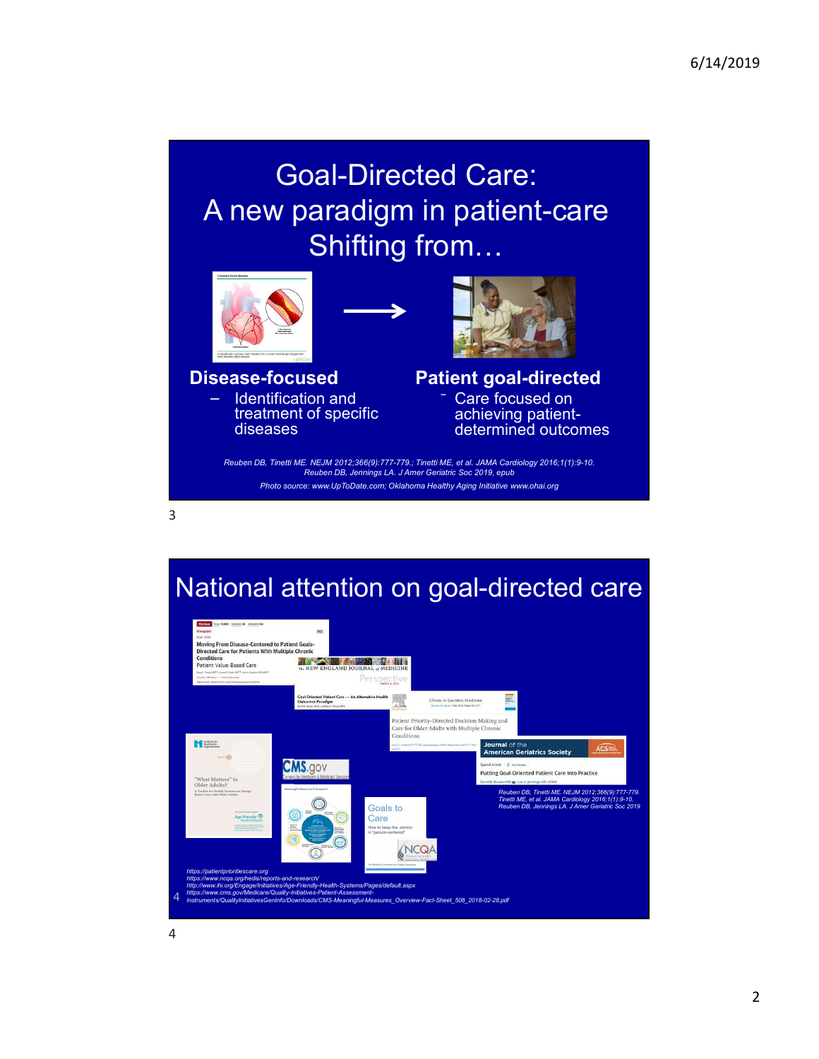# Goal-Directed Care: A new paradigm in patient-care Shifting from…

**Disease-focused**

- Identification and treatment of specific diseases

→

**Patient goal-directed**

- Care focused on achieving patient-determined outcomes

*Reuben DB, Tinetti ME. NEJM 2012;366(9):777-779.; Tinetti ME, et al. JAMA Cardiology 2016;1(1):9-10. Reuben DB, Jennings LA. J Amer Geriatric Soc 2019, epub*

*Photo source: www.UpToDate.com; Oklahoma Healthy Aging Initiative www.ohai.org*

# National attention on goal-directed care

*Reuben DB, Tinetti ME. NEJM 2012;366(9):777-779. Tinetti ME, et al. JAMA Cardiology 2016;1(1):9-10. Reuben DB, Jennings LA. J Amer Geriatric Soc 2019*

*https://patientprioritiescare.org*
*https://www.ncqa.org/hedis/reports-and-research/*
*http://www.ihi.org/Engage/Initiatives/Age-Friendly-Health-Systems/Pages/default.aspx*
*https://www.cms.gov/Medicare/Quality-Initiatives-Patient-Assessment-Instruments/QualityInitiativesGenInfo/Downloads/CMS-Meaningful-Measures_Overview-Fact-Sheet_508_2018-02-28.pdf*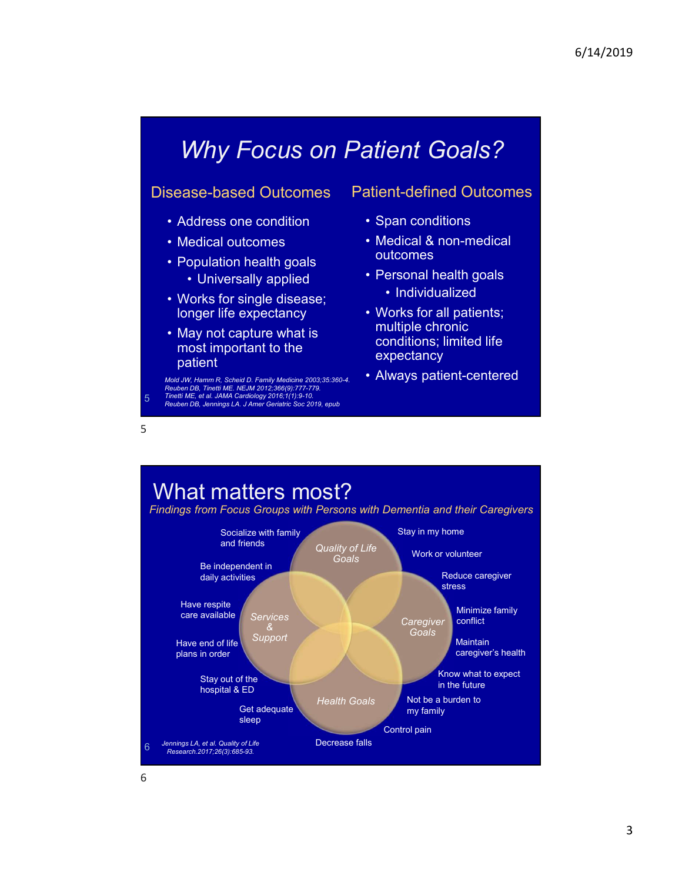## Why Focus on Patient Goals?

### Disease-based Outcomes

- Address one condition
- Medical outcomes
- Population health goals
  - Universally applied
- Works for single disease; longer life expectancy
- May not capture what is most important to the patient

### Patient-defined Outcomes

- Span conditions
- Medical & non-medical outcomes
- Personal health goals
  - Individualized
- Works for all patients; multiple chronic conditions; limited life expectancy
- Always patient-centered

*Mold JW, Hamm R, Scheid D. Family Medicine 2003;35:360-4.*
*Reuben DB, Tinetti ME. NEJM 2012;366(9):777-779.*
*Tinetti ME, et al. JAMA Cardiology 2016;1(1):9-10.*
*Reuben DB, Jennings LA. J Amer Geriatric Soc 2019, epub*

## What matters most?

*Findings from Focus Groups with Persons with Dementia and their Caregivers*

**Quality of Life Goals**
- Socialize with family and friends
- Stay in my home
- Work or volunteer
- Be independent in daily activities

**Caregiver Goals**
- Reduce caregiver stress
- Minimize family conflict
- Maintain caregiver's health
- Know what to expect in the future

**Services & Support**
- Have respite care available
- Have end of life plans in order
- Stay out of the hospital & ED

**Health Goals**
- Get adequate sleep
- Decrease falls
- Control pain
- Not be a burden to my family

*Jennings LA, et al. Quality of Life Research.2017;26(3):685-93.*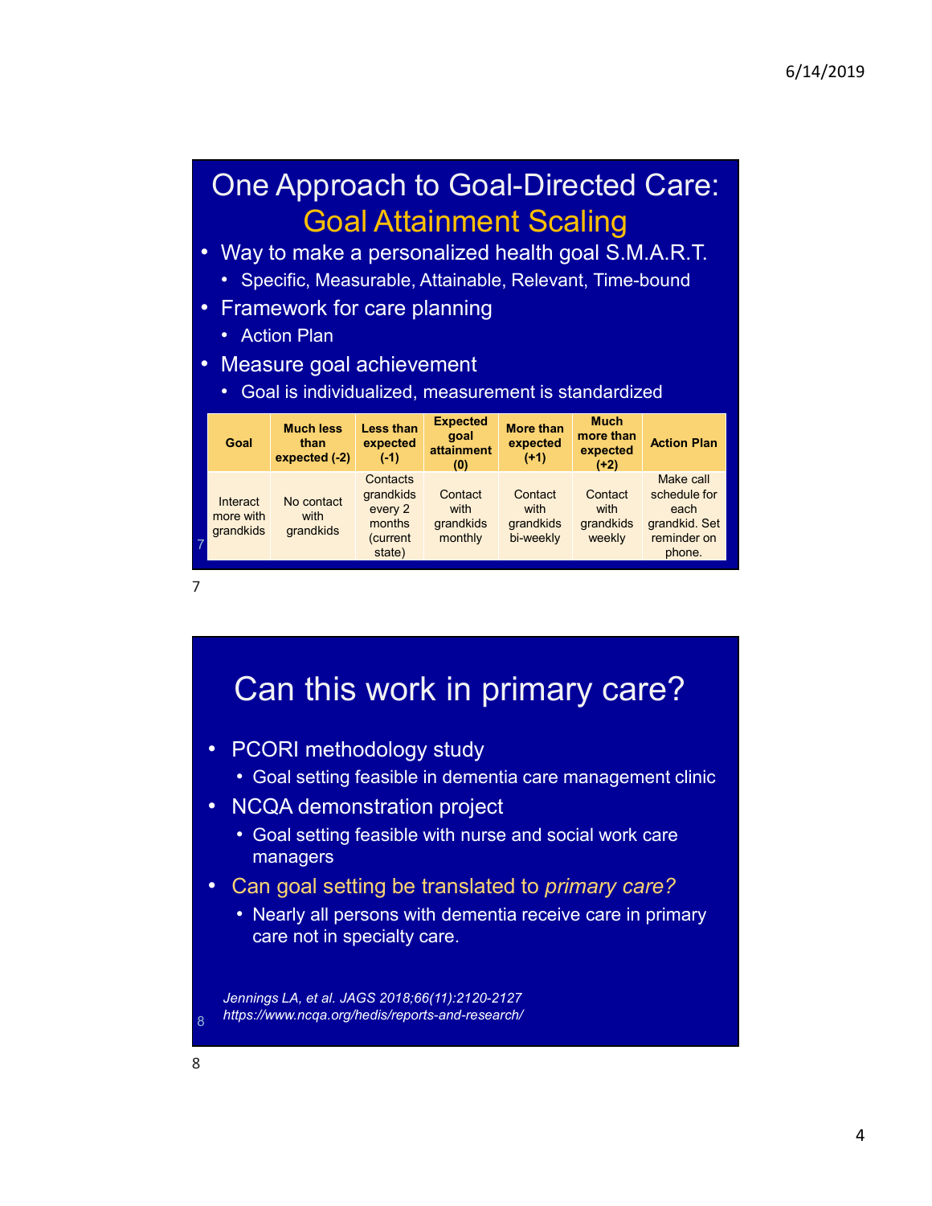# One Approach to Goal-Directed Care: Goal Attainment Scaling

- Way to make a personalized health goal S.M.A.R.T.
  - Specific, Measurable, Attainable, Relevant, Time-bound
- Framework for care planning
  - Action Plan
- Measure goal achievement
  - Goal is individualized, measurement is standardized

| Goal | Much less than expected (-2) | Less than expected (-1) | Expected goal attainment (0) | More than expected (+1) | Much more than expected (+2) | Action Plan |
|---|---|---|---|---|---|---|
| Interact more with grandkids | No contact with grandkids | Contacts grandkids every 2 months (current state) | Contact with grandkids monthly | Contact with grandkids bi-weekly | Contact with grandkids weekly | Make call schedule for each grandkid. Set reminder on phone. |

# Can this work in primary care?

- PCORI methodology study
  - Goal setting feasible in dementia care management clinic
- NCQA demonstration project
  - Goal setting feasible with nurse and social work care managers
- Can goal setting be translated to *primary care?*
  - Nearly all persons with dementia receive care in primary care not in specialty care.

*Jennings LA, et al. JAGS 2018;66(11):2120-2127*
*https://www.ncqa.org/hedis/reports-and-research/*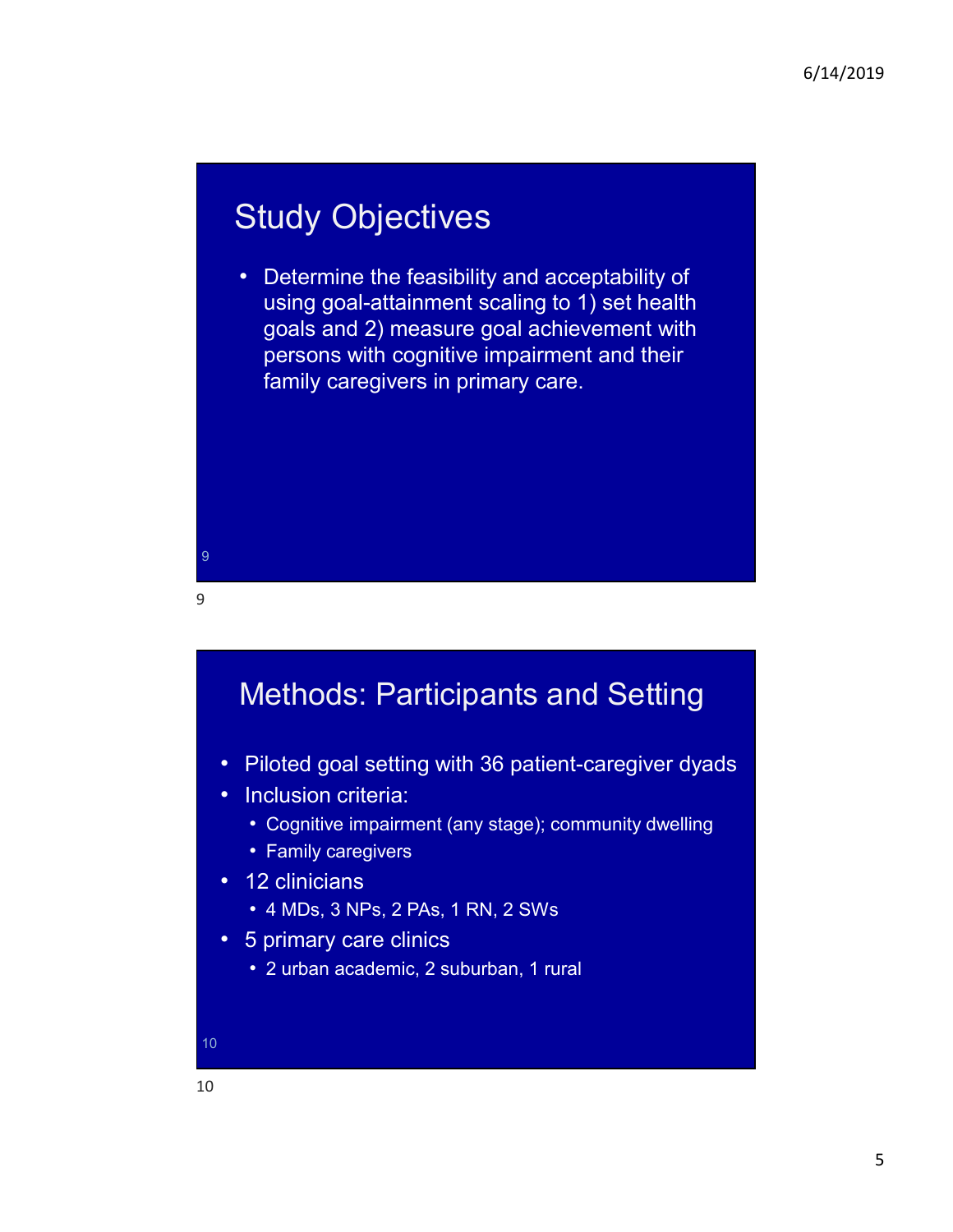## Study Objectives

- Determine the feasibility and acceptability of using goal-attainment scaling to 1) set health goals and 2) measure goal achievement with persons with cognitive impairment and their family caregivers in primary care.

## Methods: Participants and Setting

- Piloted goal setting with 36 patient-caregiver dyads
- Inclusion criteria:
  - Cognitive impairment (any stage); community dwelling
  - Family caregivers
- 12 clinicians
  - 4 MDs, 3 NPs, 2 PAs, 1 RN, 2 SWs
- 5 primary care clinics
  - 2 urban academic, 2 suburban, 1 rural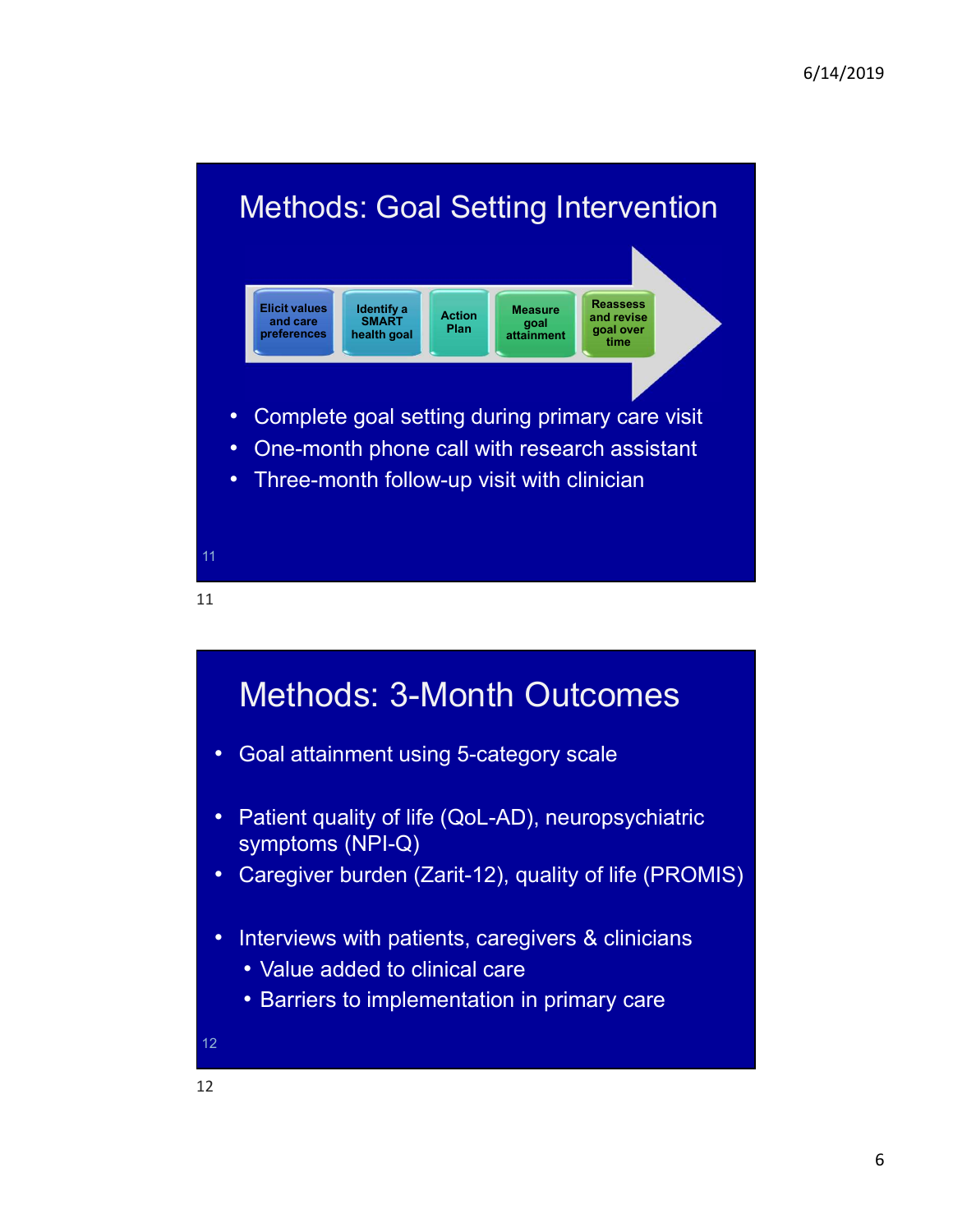# Methods: Goal Setting Intervention

Elicit values and care preferences → Identify a SMART health goal → Action Plan → Measure goal attainment → Reassess and revise goal over time

- Complete goal setting during primary care visit
- One-month phone call with research assistant
- Three-month follow-up visit with clinician

# Methods: 3-Month Outcomes

- Goal attainment using 5-category scale
- Patient quality of life (QoL-AD), neuropsychiatric symptoms (NPI-Q)
- Caregiver burden (Zarit-12), quality of life (PROMIS)
- Interviews with patients, caregivers & clinicians
  - Value added to clinical care
  - Barriers to implementation in primary care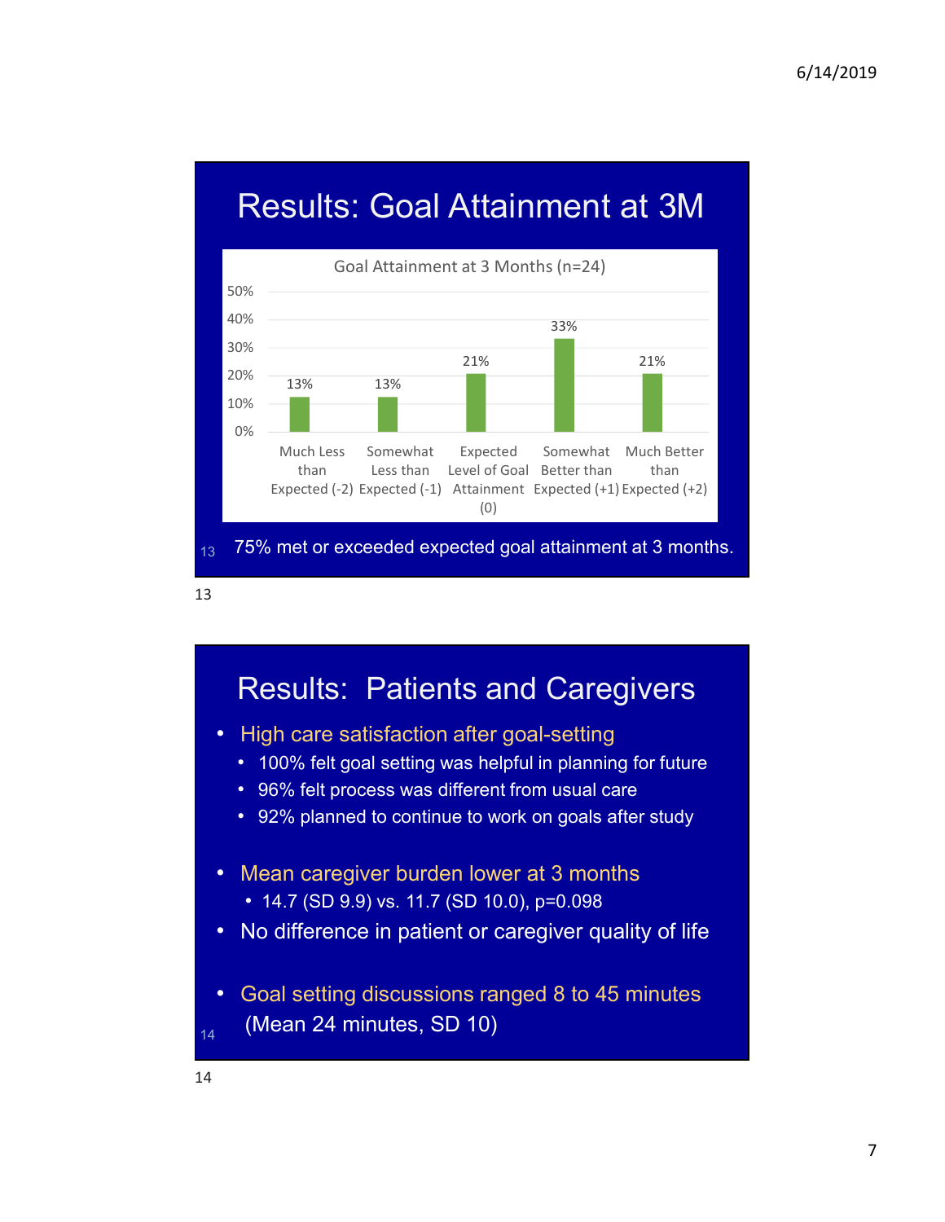## Results: Goal Attainment at 3M

Goal Attainment at 3 Months (n=24)

| Category | Percentage |
|---|---|
| Much Less than Expected (-2) | 13% |
| Somewhat Less than Expected (-1) | 13% |
| Expected Level of Goal Attainment (0) | 21% |
| Somewhat Better than Expected (+1) | 33% |
| Much Better than Expected (+2) | 21% |

75% met or exceeded expected goal attainment at 3 months.

## Results: Patients and Caregivers

- High care satisfaction after goal-setting
  - 100% felt goal setting was helpful in planning for future
  - 96% felt process was different from usual care
  - 92% planned to continue to work on goals after study
- Mean caregiver burden lower at 3 months
  - 14.7 (SD 9.9) vs. 11.7 (SD 10.0), $p=0.098$
- No difference in patient or caregiver quality of life
- Goal setting discussions ranged 8 to 45 minutes (Mean 24 minutes, SD 10)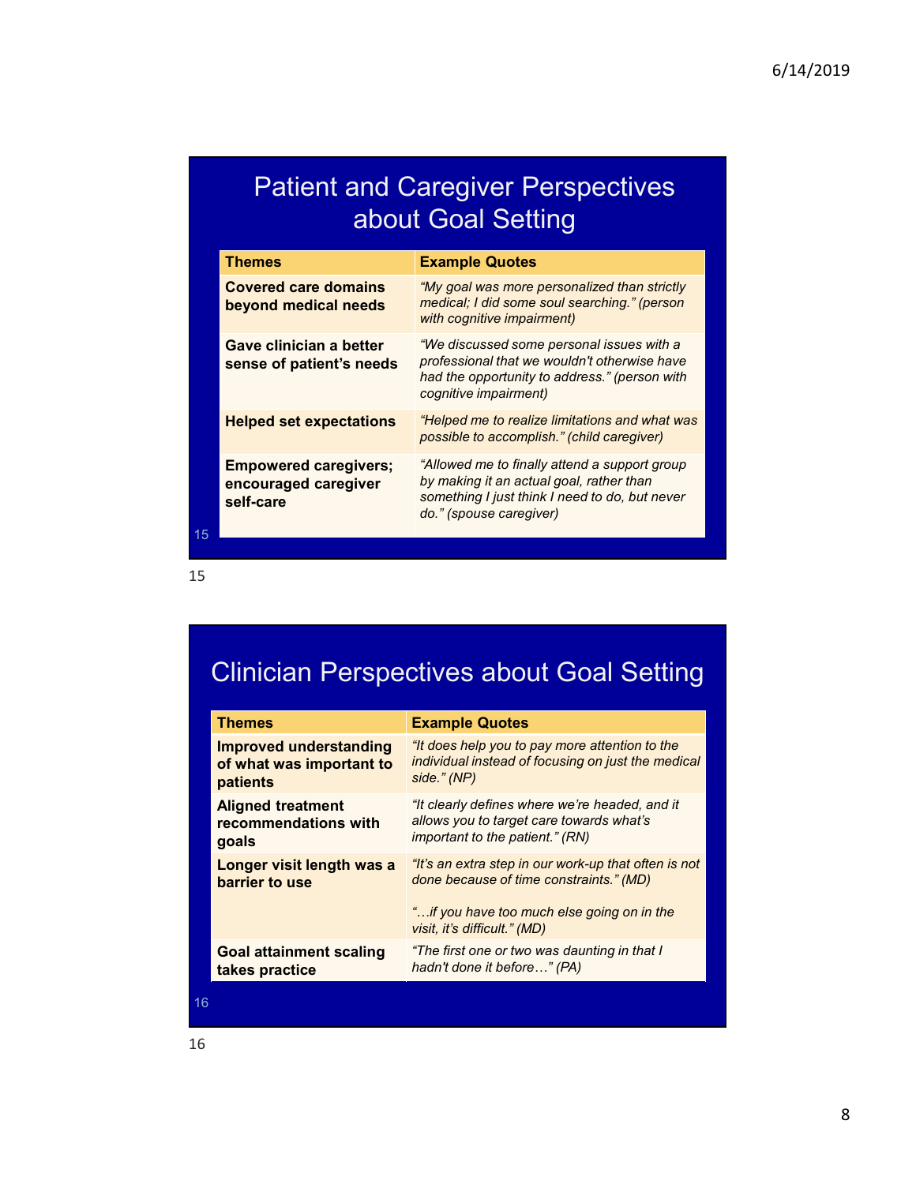## Patient and Caregiver Perspectives about Goal Setting

| Themes | Example Quotes |
| --- | --- |
| **Covered care domains beyond medical needs** | *"My goal was more personalized than strictly medical; I did some soul searching." (person with cognitive impairment)* |
| **Gave clinician a better sense of patient's needs** | *"We discussed some personal issues with a professional that we wouldn't otherwise have had the opportunity to address." (person with cognitive impairment)* |
| **Helped set expectations** | *"Helped me to realize limitations and what was possible to accomplish." (child caregiver)* |
| **Empowered caregivers; encouraged caregiver self-care** | *"Allowed me to finally attend a support group by making it an actual goal, rather than something I just think I need to do, but never do." (spouse caregiver)* |

## Clinician Perspectives about Goal Setting

| Themes | Example Quotes |
| --- | --- |
| **Improved understanding of what was important to patients** | *"It does help you to pay more attention to the individual instead of focusing on just the medical side." (NP)* |
| **Aligned treatment recommendations with goals** | *"It clearly defines where we're headed, and it allows you to target care towards what's important to the patient." (RN)* |
| **Longer visit length was a barrier to use** | *"It's an extra step in our work-up that often is not done because of time constraints." (MD)*<br><br>*"…if you have too much else going on in the visit, it's difficult." (MD)* |
| **Goal attainment scaling takes practice** | *"The first one or two was daunting in that I hadn't done it before…" (PA)* |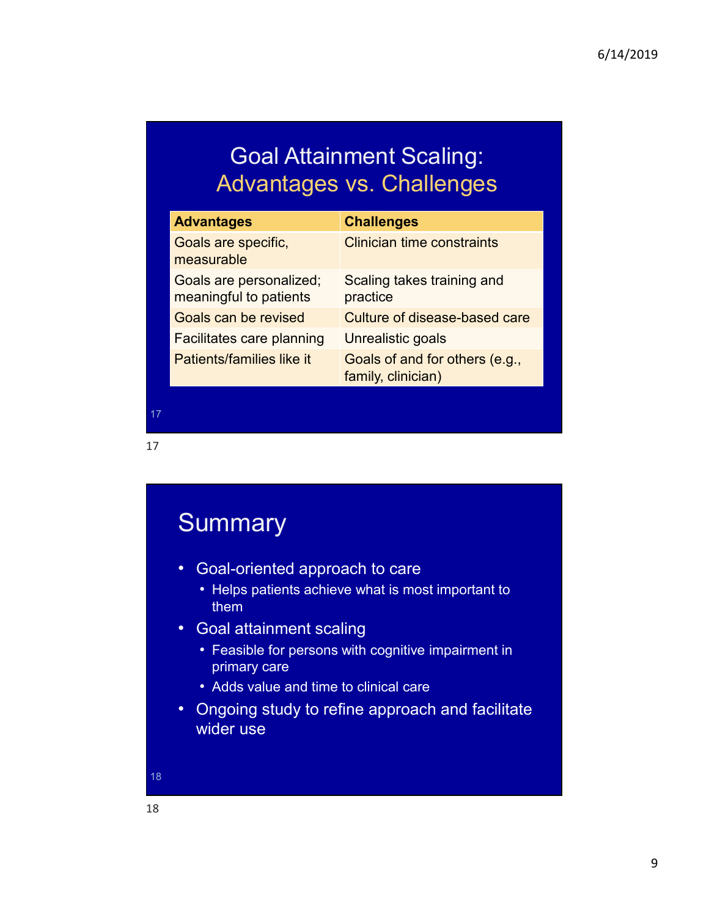# Goal Attainment Scaling: Advantages vs. Challenges

| Advantages | Challenges |
| --- | --- |
| Goals are specific, measurable | Clinician time constraints |
| Goals are personalized; meaningful to patients | Scaling takes training and practice |
| Goals can be revised | Culture of disease-based care |
| Facilitates care planning | Unrealistic goals |
| Patients/families like it | Goals of and for others (e.g., family, clinician) |

# Summary

- Goal-oriented approach to care
  - Helps patients achieve what is most important to them
- Goal attainment scaling
  - Feasible for persons with cognitive impairment in primary care
  - Adds value and time to clinical care
- Ongoing study to refine approach and facilitate wider use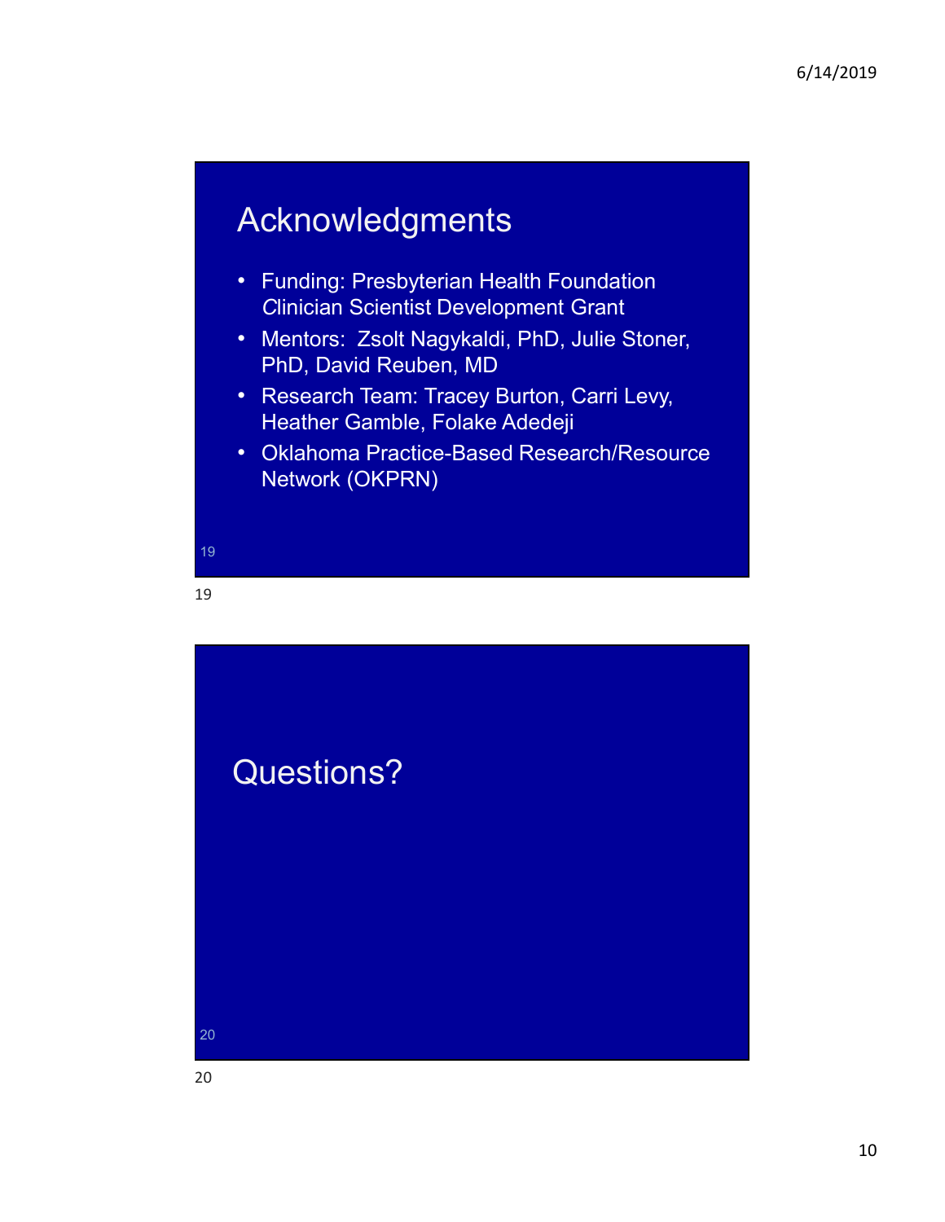## Acknowledgments

- Funding: Presbyterian Health Foundation Clinician Scientist Development Grant
- Mentors: Zsolt Nagykaldi, PhD, Julie Stoner, PhD, David Reuben, MD
- Research Team: Tracey Burton, Carri Levy, Heather Gamble, Folake Adedeji
- Oklahoma Practice-Based Research/Resource Network (OKPRN)

## Questions?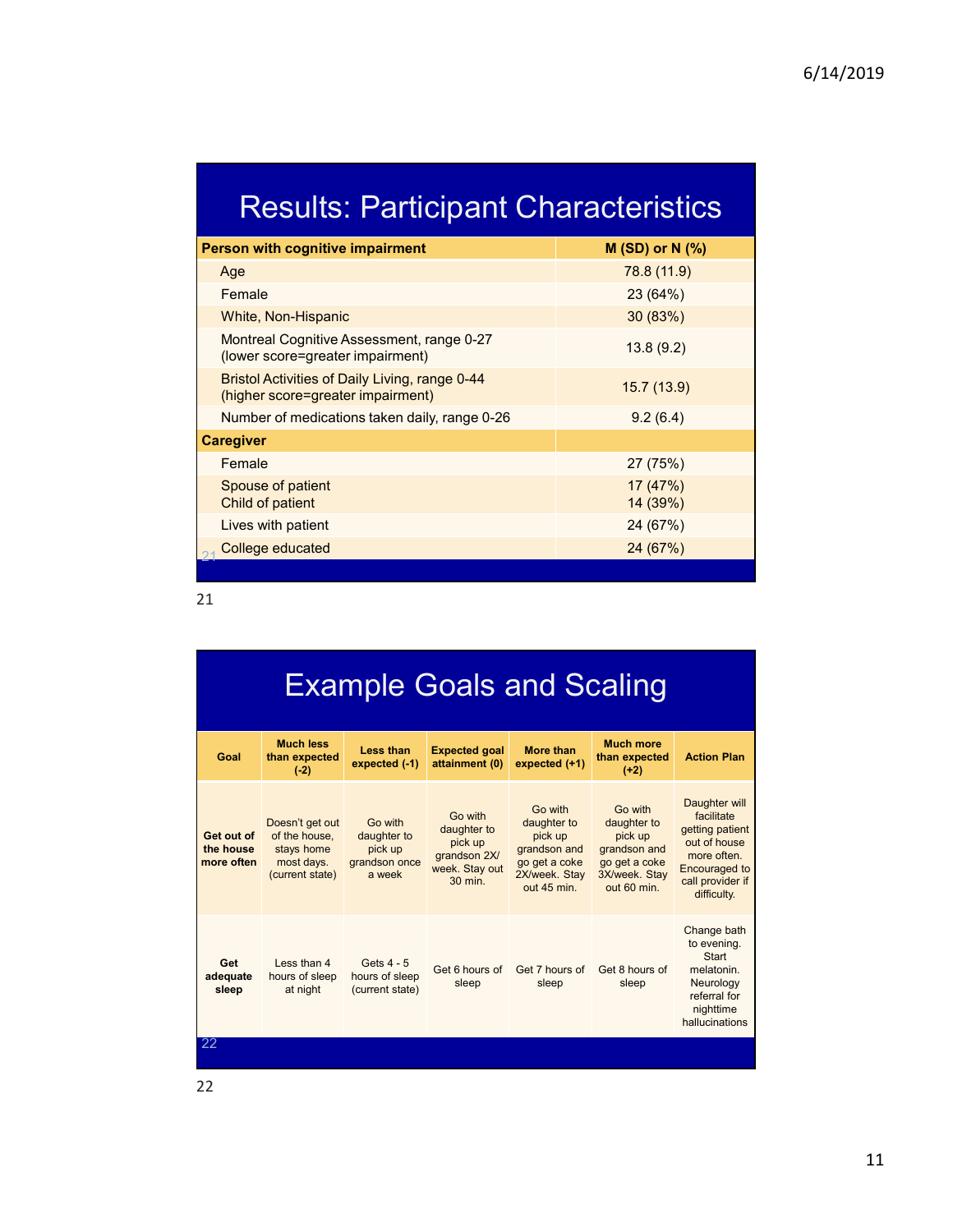# Results: Participant Characteristics

| Person with cognitive impairment | M (SD) or N (%) |
| --- | --- |
| Age | 78.8 (11.9) |
| Female | 23 (64%) |
| White, Non-Hispanic | 30 (83%) |
| Montreal Cognitive Assessment, range 0-27 (lower score=greater impairment) | 13.8 (9.2) |
| Bristol Activities of Daily Living, range 0-44 (higher score=greater impairment) | 15.7 (13.9) |
| Number of medications taken daily, range 0-26 | 9.2 (6.4) |
| **Caregiver** | |
| Female | 27 (75%) |
| Spouse of patient<br>Child of patient | 17 (47%)<br>14 (39%) |
| Lives with patient | 24 (67%) |
| College educated | 24 (67%) |

# Example Goals and Scaling

| Goal | Much less than expected (-2) | Less than expected (-1) | Expected goal attainment (0) | More than expected (+1) | Much more than expected (+2) | Action Plan |
| --- | --- | --- | --- | --- | --- | --- |
| **Get out of the house more often** | Doesn't get out of the house, stays home most days. (current state) | Go with daughter to pick up grandson once a week | Go with daughter to pick up grandson 2X/ week. Stay out 30 min. | Go with daughter to pick up grandson and go get a coke 2X/week. Stay out 45 min. | Go with daughter to pick up grandson and go get a coke 3X/week. Stay out 60 min. | Daughter will facilitate getting patient out of house more often. Encouraged to call provider if difficulty. |
| **Get adequate sleep** | Less than 4 hours of sleep at night | Gets 4 - 5 hours of sleep (current state) | Get 6 hours of sleep | Get 7 hours of sleep | Get 8 hours of sleep | Change bath to evening. Start melatonin. Neurology referral for nighttime hallucinations |